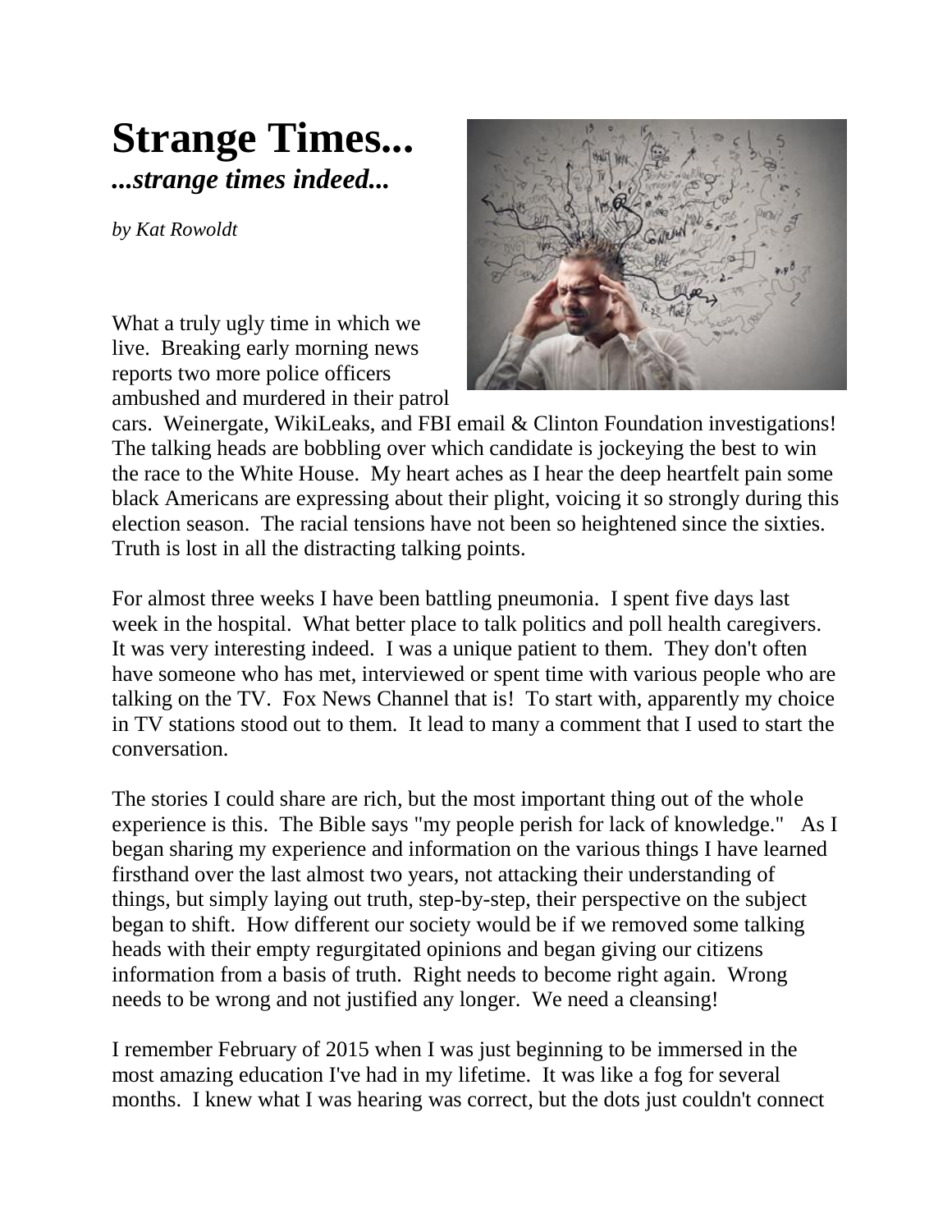# Strange Times...

***...strange times indeed...***

*by Kat Rowoldt*

What a truly ugly time in which we live. Breaking early morning news reports two more police officers ambushed and murdered in their patrol cars. Weinergate, WikiLeaks, and FBI email & Clinton Foundation investigations! The talking heads are bobbling over which candidate is jockeying the best to win the race to the White House. My heart aches as I hear the deep heartfelt pain some black Americans are expressing about their plight, voicing it so strongly during this election season. The racial tensions have not been so heightened since the sixties. Truth is lost in all the distracting talking points.

For almost three weeks I have been battling pneumonia. I spent five days last week in the hospital. What better place to talk politics and poll health caregivers. It was very interesting indeed. I was a unique patient to them. They don't often have someone who has met, interviewed or spent time with various people who are talking on the TV. Fox News Channel that is! To start with, apparently my choice in TV stations stood out to them. It lead to many a comment that I used to start the conversation.

The stories I could share are rich, but the most important thing out of the whole experience is this. The Bible says "my people perish for lack of knowledge." As I began sharing my experience and information on the various things I have learned firsthand over the last almost two years, not attacking their understanding of things, but simply laying out truth, step-by-step, their perspective on the subject began to shift. How different our society would be if we removed some talking heads with their empty regurgitated opinions and began giving our citizens information from a basis of truth. Right needs to become right again. Wrong needs to be wrong and not justified any longer. We need a cleansing!

I remember February of 2015 when I was just beginning to be immersed in the most amazing education I've had in my lifetime. It was like a fog for several months. I knew what I was hearing was correct, but the dots just couldn't connect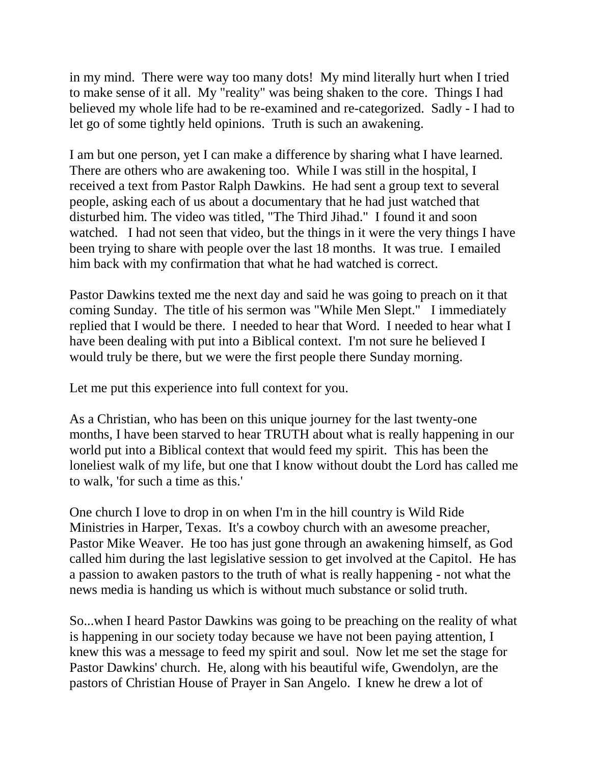in my mind. There were way too many dots! My mind literally hurt when I tried to make sense of it all. My "reality" was being shaken to the core. Things I had believed my whole life had to be re-examined and re-categorized. Sadly - I had to let go of some tightly held opinions. Truth is such an awakening.

I am but one person, yet I can make a difference by sharing what I have learned. There are others who are awakening too. While I was still in the hospital, I received a text from Pastor Ralph Dawkins. He had sent a group text to several people, asking each of us about a documentary that he had just watched that disturbed him. The video was titled, "The Third Jihad." I found it and soon watched. I had not seen that video, but the things in it were the very things I have been trying to share with people over the last 18 months. It was true. I emailed him back with my confirmation that what he had watched is correct.

Pastor Dawkins texted me the next day and said he was going to preach on it that coming Sunday. The title of his sermon was "While Men Slept." I immediately replied that I would be there. I needed to hear that Word. I needed to hear what I have been dealing with put into a Biblical context. I'm not sure he believed I would truly be there, but we were the first people there Sunday morning.

Let me put this experience into full context for you.

As a Christian, who has been on this unique journey for the last twenty-one months, I have been starved to hear TRUTH about what is really happening in our world put into a Biblical context that would feed my spirit. This has been the loneliest walk of my life, but one that I know without doubt the Lord has called me to walk, 'for such a time as this.'

One church I love to drop in on when I'm in the hill country is Wild Ride Ministries in Harper, Texas. It's a cowboy church with an awesome preacher, Pastor Mike Weaver. He too has just gone through an awakening himself, as God called him during the last legislative session to get involved at the Capitol. He has a passion to awaken pastors to the truth of what is really happening - not what the news media is handing us which is without much substance or solid truth.

So...when I heard Pastor Dawkins was going to be preaching on the reality of what is happening in our society today because we have not been paying attention, I knew this was a message to feed my spirit and soul. Now let me set the stage for Pastor Dawkins' church. He, along with his beautiful wife, Gwendolyn, are the pastors of Christian House of Prayer in San Angelo. I knew he drew a lot of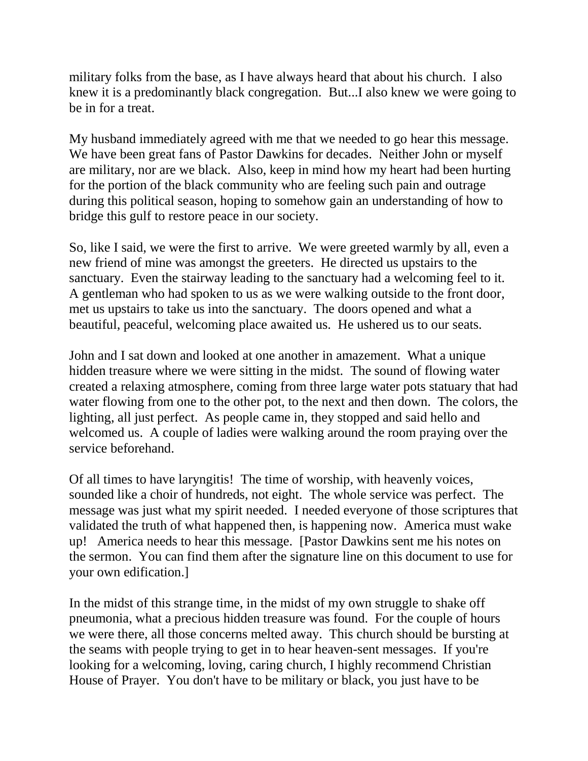military folks from the base, as I have always heard that about his church. I also knew it is a predominantly black congregation. But...I also knew we were going to be in for a treat.

My husband immediately agreed with me that we needed to go hear this message. We have been great fans of Pastor Dawkins for decades. Neither John or myself are military, nor are we black. Also, keep in mind how my heart had been hurting for the portion of the black community who are feeling such pain and outrage during this political season, hoping to somehow gain an understanding of how to bridge this gulf to restore peace in our society.

So, like I said, we were the first to arrive. We were greeted warmly by all, even a new friend of mine was amongst the greeters. He directed us upstairs to the sanctuary. Even the stairway leading to the sanctuary had a welcoming feel to it. A gentleman who had spoken to us as we were walking outside to the front door, met us upstairs to take us into the sanctuary. The doors opened and what a beautiful, peaceful, welcoming place awaited us. He ushered us to our seats.

John and I sat down and looked at one another in amazement. What a unique hidden treasure where we were sitting in the midst. The sound of flowing water created a relaxing atmosphere, coming from three large water pots statuary that had water flowing from one to the other pot, to the next and then down. The colors, the lighting, all just perfect. As people came in, they stopped and said hello and welcomed us. A couple of ladies were walking around the room praying over the service beforehand.

Of all times to have laryngitis! The time of worship, with heavenly voices, sounded like a choir of hundreds, not eight. The whole service was perfect. The message was just what my spirit needed. I needed everyone of those scriptures that validated the truth of what happened then, is happening now. America must wake up! America needs to hear this message. [Pastor Dawkins sent me his notes on the sermon. You can find them after the signature line on this document to use for your own edification.]

In the midst of this strange time, in the midst of my own struggle to shake off pneumonia, what a precious hidden treasure was found. For the couple of hours we were there, all those concerns melted away. This church should be bursting at the seams with people trying to get in to hear heaven-sent messages. If you're looking for a welcoming, loving, caring church, I highly recommend Christian House of Prayer. You don't have to be military or black, you just have to be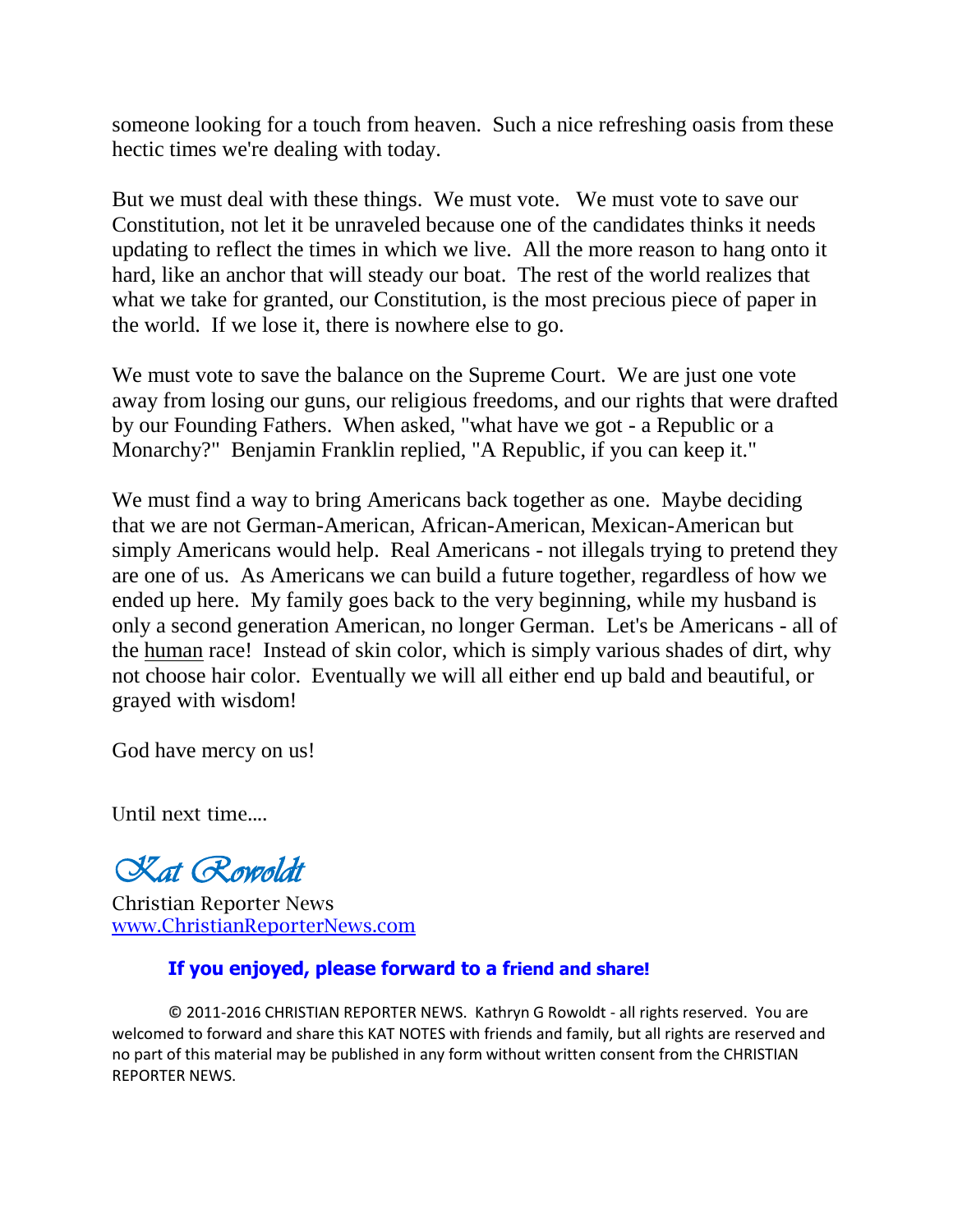someone looking for a touch from heaven. Such a nice refreshing oasis from these hectic times we're dealing with today.

But we must deal with these things. We must vote. We must vote to save our Constitution, not let it be unraveled because one of the candidates thinks it needs updating to reflect the times in which we live. All the more reason to hang onto it hard, like an anchor that will steady our boat. The rest of the world realizes that what we take for granted, our Constitution, is the most precious piece of paper in the world. If we lose it, there is nowhere else to go.

We must vote to save the balance on the Supreme Court. We are just one vote away from losing our guns, our religious freedoms, and our rights that were drafted by our Founding Fathers. When asked, "what have we got - a Republic or a Monarchy?" Benjamin Franklin replied, "A Republic, if you can keep it."

We must find a way to bring Americans back together as one. Maybe deciding that we are not German-American, African-American, Mexican-American but simply Americans would help. Real Americans - not illegals trying to pretend they are one of us. As Americans we can build a future together, regardless of how we ended up here. My family goes back to the very beginning, while my husband is only a second generation American, no longer German. Let's be Americans - all of the <u>human</u> race! Instead of skin color, which is simply various shades of dirt, why not choose hair color. Eventually we will all either end up bald and beautiful, or grayed with wisdom!

God have mercy on us!

Until next time....

*Kat Rowoldt*

Christian Reporter News
[www.ChristianReporterNews.com](http://www.ChristianReporterNews.com)

**If you enjoyed, please forward to a friend and share!**

© 2011-2016 CHRISTIAN REPORTER NEWS. Kathryn G Rowoldt - all rights reserved. You are welcomed to forward and share this KAT NOTES with friends and family, but all rights are reserved and no part of this material may be published in any form without written consent from the CHRISTIAN REPORTER NEWS.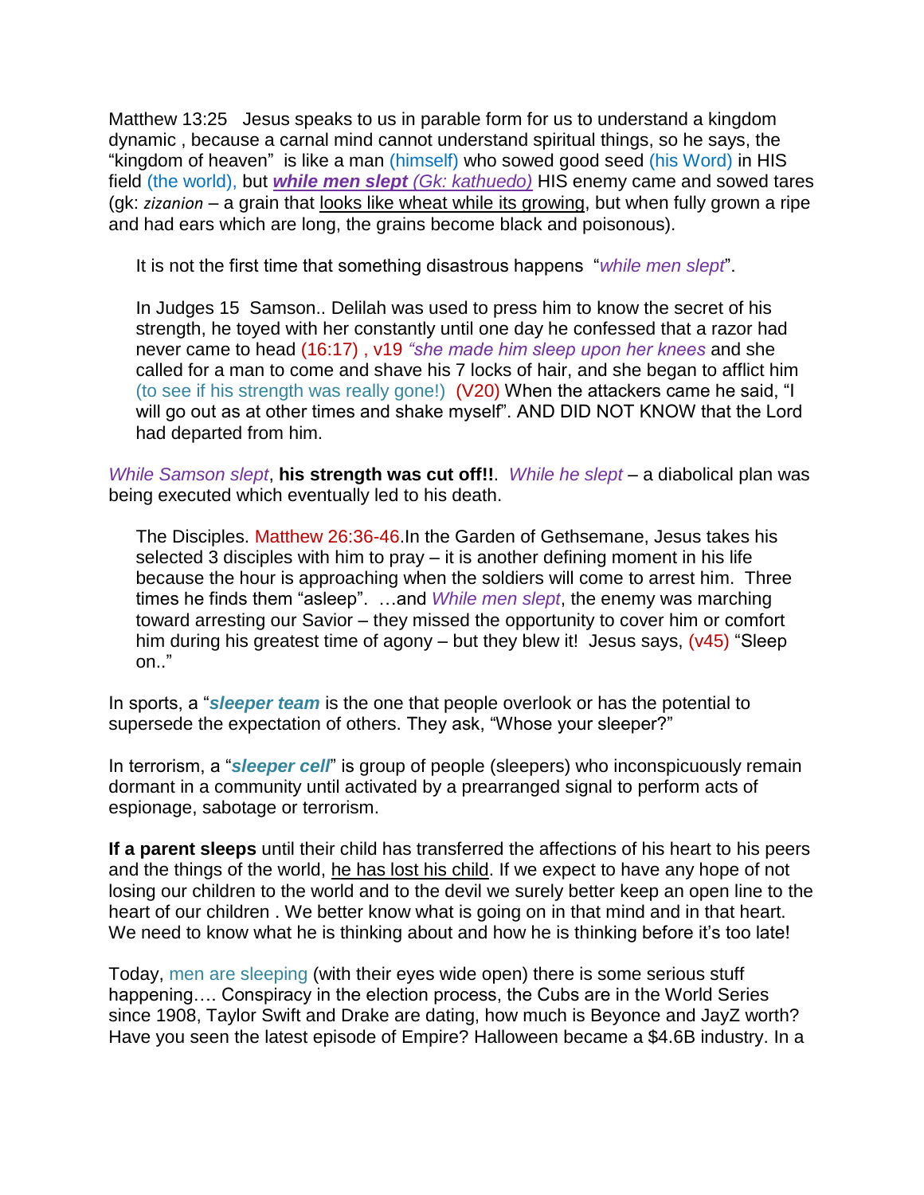Matthew 13:25 Jesus speaks to us in parable form for us to understand a kingdom dynamic , because a carnal mind cannot understand spiritual things, so he says, the "kingdom of heaven" is like a man (himself) who sowed good seed (his Word) in HIS field (the world), but ***while men slept** (Gk: kathuedo)* HIS enemy came and sowed tares (gk: *zizanion* – a grain that looks like wheat while its growing, but when fully grown a ripe and had ears which are long, the grains become black and poisonous).

> It is not the first time that something disastrous happens "*while men slept*".
>
> In Judges 15 Samson.. Delilah was used to press him to know the secret of his strength, he toyed with her constantly until one day he confessed that a razor had never came to head (16:17) , v19 *"she made him sleep upon her knees* and she called for a man to come and shave his 7 locks of hair, and she began to afflict him (to see if his strength was really gone!) (V20) When the attackers came he said, "I will go out as at other times and shake myself". AND DID NOT KNOW that the Lord had departed from him.

*While Samson slept*, **his strength was cut off!!**. *While he slept* – a diabolical plan was being executed which eventually led to his death.

> The Disciples. Matthew 26:36-46.In the Garden of Gethsemane, Jesus takes his selected 3 disciples with him to pray – it is another defining moment in his life because the hour is approaching when the soldiers will come to arrest him. Three times he finds them "asleep". …and *While men slept*, the enemy was marching toward arresting our Savior – they missed the opportunity to cover him or comfort him during his greatest time of agony – but they blew it! Jesus says, (v45) "Sleep on.."

In sports, a "***sleeper team*** is the one that people overlook or has the potential to supersede the expectation of others. They ask, "Whose your sleeper?"

In terrorism, a "***sleeper cell***" is group of people (sleepers) who inconspicuously remain dormant in a community until activated by a prearranged signal to perform acts of espionage, sabotage or terrorism.

**If a parent sleeps** until their child has transferred the affections of his heart to his peers and the things of the world, he has lost his child. If we expect to have any hope of not losing our children to the world and to the devil we surely better keep an open line to the heart of our children . We better know what is going on in that mind and in that heart. We need to know what he is thinking about and how he is thinking before it's too late!

Today, men are sleeping (with their eyes wide open) there is some serious stuff happening…. Conspiracy in the election process, the Cubs are in the World Series since 1908, Taylor Swift and Drake are dating, how much is Beyonce and JayZ worth? Have you seen the latest episode of Empire? Halloween became a $4.6B industry. In a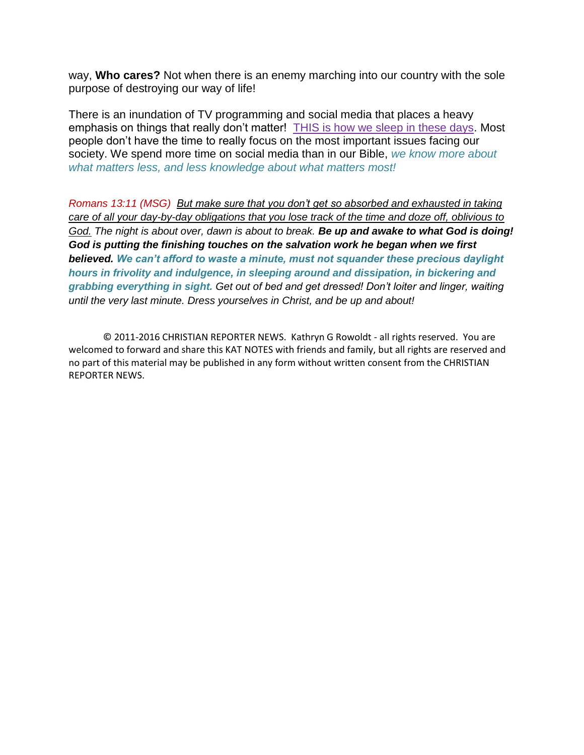way, **Who cares?** Not when there is an enemy marching into our country with the sole purpose of destroying our way of life!

There is an inundation of TV programming and social media that places a heavy emphasis on things that really don't matter! THIS is how we sleep in these days. Most people don't have the time to really focus on the most important issues facing our society. We spend more time on social media than in our Bible, *we know more about what matters less, and less knowledge about what matters most!*

*Romans 13:11 (MSG) But make sure that you don't get so absorbed and exhausted in taking care of all your day-by-day obligations that you lose track of the time and doze off, oblivious to God. The night is about over, dawn is about to break.* ***Be up and awake to what God is doing! God is putting the finishing touches on the salvation work he began when we first believed. We can't afford to waste a minute, must not squander these precious daylight hours in frivolity and indulgence, in sleeping around and dissipation, in bickering and grabbing everything in sight.*** *Get out of bed and get dressed! Don't loiter and linger, waiting until the very last minute. Dress yourselves in Christ, and be up and about!*

© 2011-2016 CHRISTIAN REPORTER NEWS. Kathryn G Rowoldt - all rights reserved. You are welcomed to forward and share this KAT NOTES with friends and family, but all rights are reserved and no part of this material may be published in any form without written consent from the CHRISTIAN REPORTER NEWS.